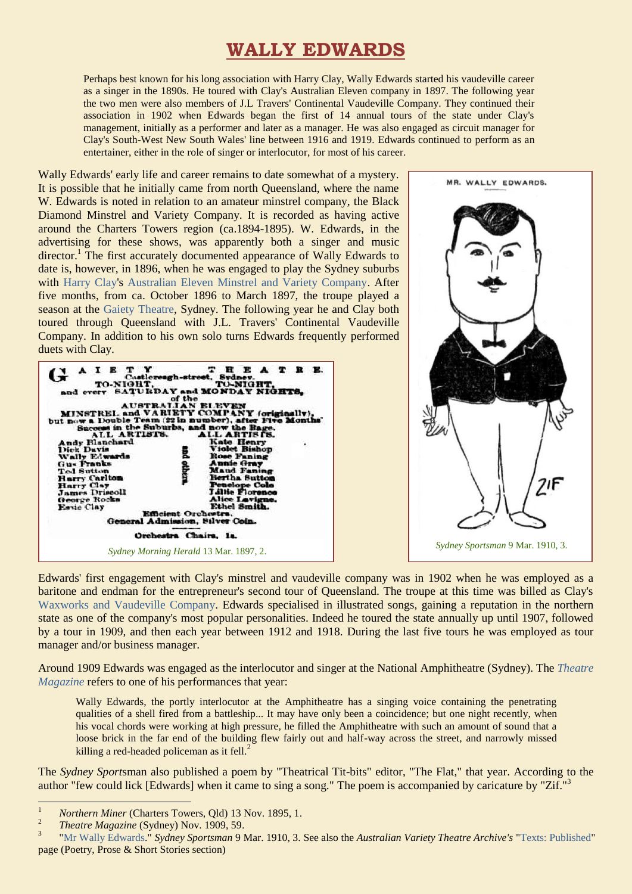# WALLY EDWARDS

Perhaps best known for his long association with Harry Clay, Wally Edwards started his vaudeville career as a singer in the 1890s. He toured with Clay's Australian Eleven company in 1897. The following year the two men were also members of J.L Travers' Continental Vaudeville Company. They continued their association in 1902 when Edwards began the first of 14 annual tours of the state under Clay's management, initially as a performer and later as a manager. He was also engaged as circuit manager for Clay's South-West New South Wales' line between 1916 and 1919. Edwards continued to perform as an entertainer, either in the role of singer or interlocutor, for most of his career.

Wally Edwards' early life and career remains to date somewhat of a mystery. It is possible that he initially came from north Queensland, where the name W. Edwards is noted in relation to an amateur minstrel company, the Black Diamond Minstrel and Variety Company. It is recorded as having active around the Charters Towers region (ca.1894-1895). W. Edwards, in the advertising for these shows, was apparently both a singer and music director.[1] The first accurately documented appearance of Wally Edwards to date is, however, in 1896, when he was engaged to play the Sydney suburbs with Harry Clay's Australian Eleven Minstrel and Variety Company. After five months, from ca. October 1896 to March 1897, the troupe played a season at the Gaiety Theatre, Sydney. The following year he and Clay both toured through Queensland with J.L. Travers' Continental Vaudeville Company. In addition to his own solo turns Edwards frequently performed duets with Clay.

GAIETY THEATRE.
Castlereagh-street, Sydney.
TO-NIGHT, TO-NIGHT,
and every SATURDAY and MONDAY NIGHTS,
of the
AUSTRALIAN ELEVEN
MINSTREL and VARIETY COMPANY (originally),
but now a Double Team (22 in number), after Five Months' Success in the Suburbs, and now the Rage.

| ALL ARTISTS. | | ALL ARTISTS. |
|---|---|---|
| Andy Blanchard | and others | Kate Henry |
| Dick Davis | | Violet Bishop |
| Wally Edwards | | Rose Faning |
| Gus Franks | | Annie Gray |
| Ted Sutton | | Maud Faning |
| Harry Carlton | | Bertha Sutton |
| Harry Clay | | Penelope Cole |
| James Driscoll | | Lillie Florence |
| George Rocks | | Alice Lavigne. |
| Essie Clay | | Ethel Smith. |

Efficient Orchestra.
General Admission, Silver Coin.
Orchestra Chairs, 1s.

*Sydney Morning Herald* 13 Mar. 1897, 2.

MR. WALLY EDWARDS.

ZIF

*Sydney Sportsman* 9 Mar. 1910, 3.

Edwards' first engagement with Clay's minstrel and vaudeville company was in 1902 when he was employed as a baritone and endman for the entrepreneur's second tour of Queensland. The troupe at this time was billed as Clay's Waxworks and Vaudeville Company. Edwards specialised in illustrated songs, gaining a reputation in the northern state as one of the company's most popular personalities. Indeed he toured the state annually up until 1907, followed by a tour in 1909, and then each year between 1912 and 1918. During the last five tours he was employed as tour manager and/or business manager.

Around 1909 Edwards was engaged as the interlocutor and singer at the National Amphitheatre (Sydney). The *Theatre Magazine* refers to one of his performances that year:

> Wally Edwards, the portly interlocutor at the Amphitheatre has a singing voice containing the penetrating qualities of a shell fired from a battleship... It may have only been a coincidence; but one night recently, when his vocal chords were working at high pressure, he filled the Amphitheatre with such an amount of sound that a loose brick in the far end of the building flew fairly out and half-way across the street, and narrowly missed killing a red-headed policeman as it fell.[2]

The *Sydney Sportsman* also published a poem by "Theatrical Tit-bits" editor, "The Flat," that year. According to the author "few could lick [Edwards] when it came to sing a song." The poem is accompanied by caricature by "Zif."[3]

---

[1] *Northern Miner* (Charters Towers, Qld) 13 Nov. 1895, 1.

[2] *Theatre Magazine* (Sydney) Nov. 1909, 59.

[3] "Mr Wally Edwards." *Sydney Sportsman* 9 Mar. 1910, 3. See also the *Australian Variety Theatre Archive's* "Texts: Published" page (Poetry, Prose & Short Stories section)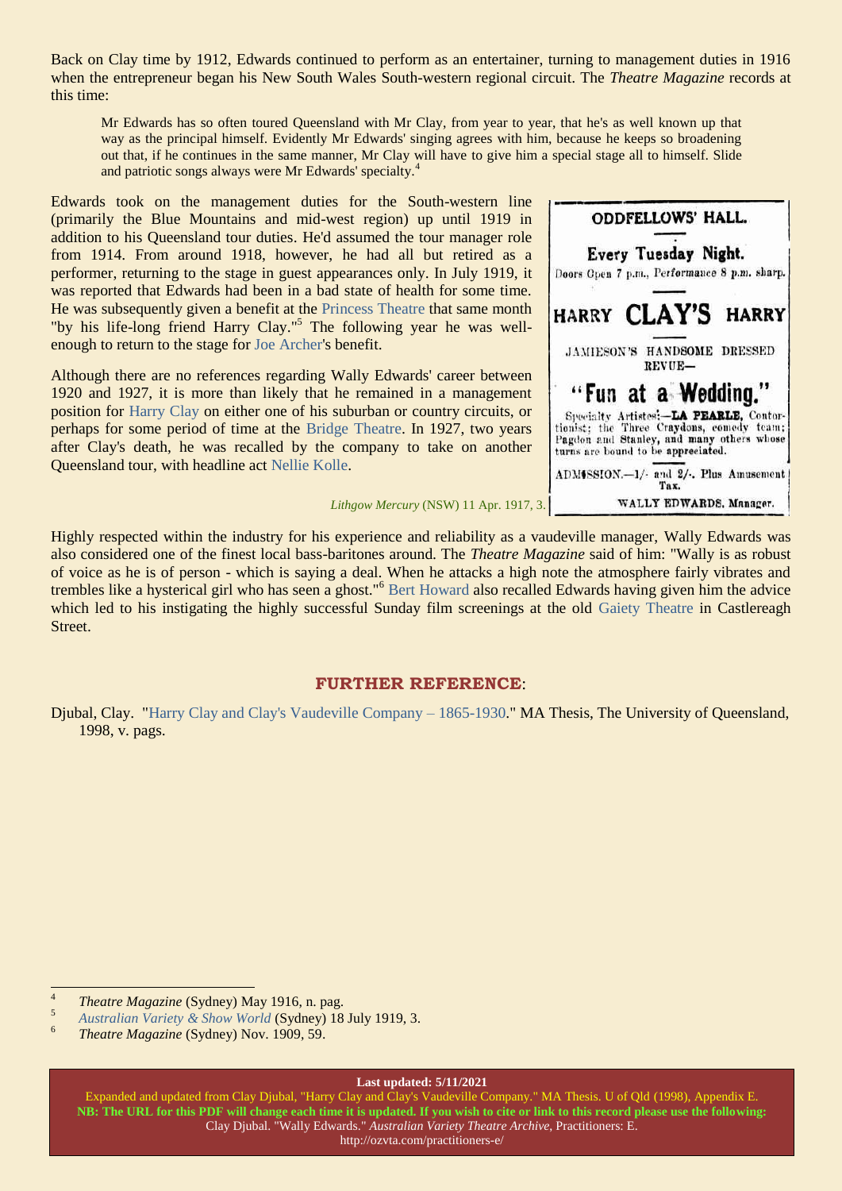Back on Clay time by 1912, Edwards continued to perform as an entertainer, turning to management duties in 1916 when the entrepreneur began his New South Wales South-western regional circuit. The *Theatre Magazine* records at this time:

> Mr Edwards has so often toured Queensland with Mr Clay, from year to year, that he's as well known up that way as the principal himself. Evidently Mr Edwards' singing agrees with him, because he keeps so broadening out that, if he continues in the same manner, Mr Clay will have to give him a special stage all to himself. Slide and patriotic songs always were Mr Edwards' specialty.[4]

Edwards took on the management duties for the South-western line (primarily the Blue Mountains and mid-west region) up until 1919 in addition to his Queensland tour duties. He'd assumed the tour manager role from 1914. From around 1918, however, he had all but retired as a performer, returning to the stage in guest appearances only. In July 1919, it was reported that Edwards had been in a bad state of health for some time. He was subsequently given a benefit at the Princess Theatre that same month "by his life-long friend Harry Clay."[5] The following year he was well-enough to return to the stage for Joe Archer's benefit.

Although there are no references regarding Wally Edwards' career between 1920 and 1927, it is more than likely that he remained in a management position for Harry Clay on either one of his suburban or country circuits, or perhaps for some period of time at the Bridge Theatre. In 1927, two years after Clay's death, he was recalled by the company to take on another Queensland tour, with headline act Nellie Kolle.

ODDFELLOWS' HALL.

Every Tuesday Night.

Doors Open 7 p.m., Performance 8 p.m. sharp.

HARRY CLAY'S HARRY

JAMIESON'S HANDSOME DRESSED REVUE—

"Fun at a Wedding."

Specialty Artistes:—LA PEARLE, Contortionist; the Three Craydons, comedy team; Pagdon and Stanley, and many others whose turns are bound to be appreciated.

ADMISSION.—1/- and 2/-. Plus Amusement Tax.

WALLY EDWARDS, Manager.

*Lithgow Mercury* (NSW) 11 Apr. 1917, 3.

Highly respected within the industry for his experience and reliability as a vaudeville manager, Wally Edwards was also considered one of the finest local bass-baritones around. The *Theatre Magazine* said of him: "Wally is as robust of voice as he is of person - which is saying a deal. When he attacks a high note the atmosphere fairly vibrates and trembles like a hysterical girl who has seen a ghost."[6] Bert Howard also recalled Edwards having given him the advice which led to his instigating the highly successful Sunday film screenings at the old Gaiety Theatre in Castlereagh Street.

## FURTHER REFERENCE:

Djubal, Clay. "Harry Clay and Clay's Vaudeville Company – 1865-1930." MA Thesis, The University of Queensland, 1998, v. pags.

---

4. *Theatre Magazine* (Sydney) May 1916, n. pag.
5. *Australian Variety & Show World* (Sydney) 18 July 1919, 3.
6. *Theatre Magazine* (Sydney) Nov. 1909, 59.

**Last updated: 5/11/2021**

Expanded and updated from Clay Djubal, "Harry Clay and Clay's Vaudeville Company." MA Thesis. U of Qld (1998), Appendix E.
**NB: The URL for this PDF will change each time it is updated. If you wish to cite or link to this record please use the following:**
Clay Djubal. "Wally Edwards." *Australian Variety Theatre Archive*, Practitioners: E.
http://ozvta.com/practitioners-e/